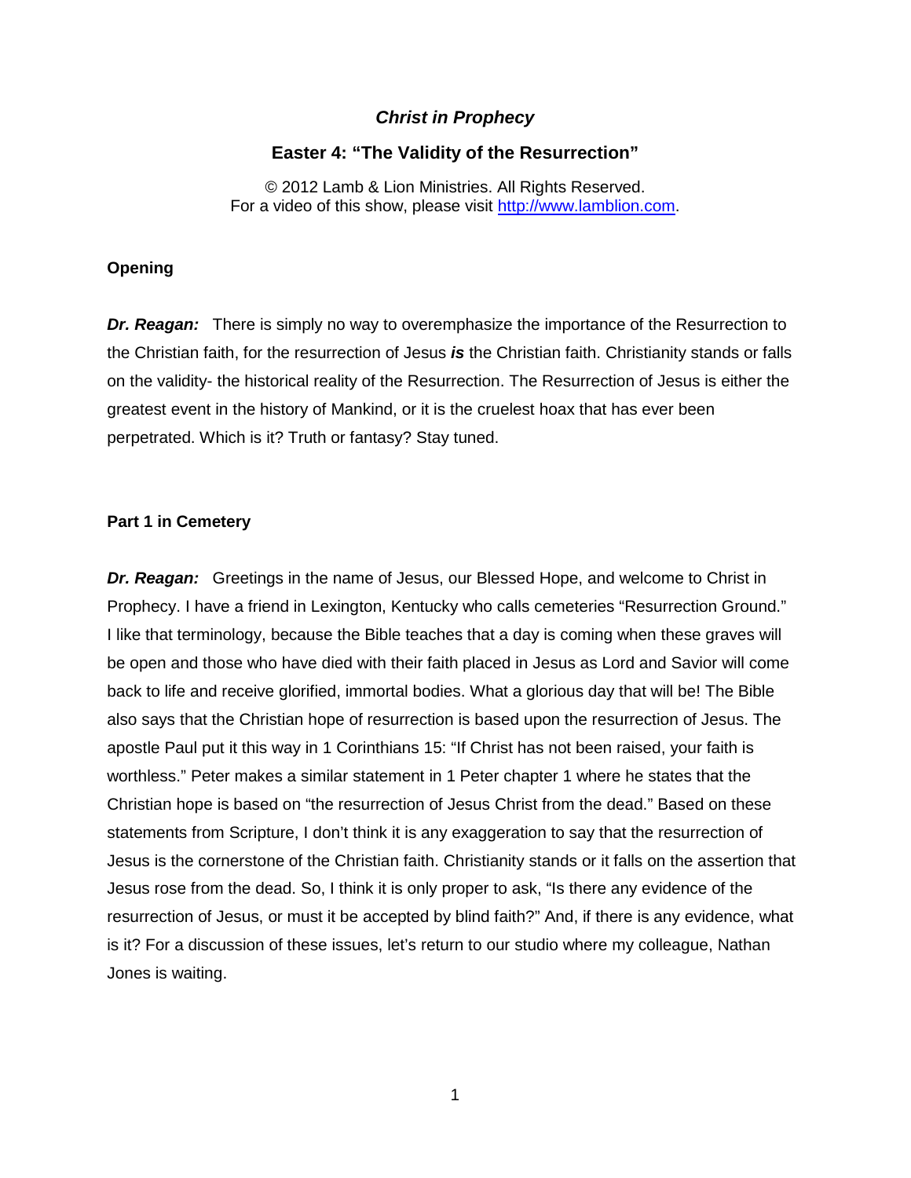# *Christ in Prophecy*

## Easter 4: "The Validity of the Resurrection"

© 2012 Lamb & Lion Ministries. All Rights Reserved.
For a video of this show, please visit http://www.lamblion.com.

**Opening**

***Dr. Reagan:*** There is simply no way to overemphasize the importance of the Resurrection to the Christian faith, for the resurrection of Jesus ***is*** the Christian faith. Christianity stands or falls on the validity- the historical reality of the Resurrection. The Resurrection of Jesus is either the greatest event in the history of Mankind, or it is the cruelest hoax that has ever been perpetrated. Which is it? Truth or fantasy? Stay tuned.

**Part 1 in Cemetery**

***Dr. Reagan:*** Greetings in the name of Jesus, our Blessed Hope, and welcome to Christ in Prophecy. I have a friend in Lexington, Kentucky who calls cemeteries "Resurrection Ground." I like that terminology, because the Bible teaches that a day is coming when these graves will be open and those who have died with their faith placed in Jesus as Lord and Savior will come back to life and receive glorified, immortal bodies. What a glorious day that will be! The Bible also says that the Christian hope of resurrection is based upon the resurrection of Jesus. The apostle Paul put it this way in 1 Corinthians 15: "If Christ has not been raised, your faith is worthless." Peter makes a similar statement in 1 Peter chapter 1 where he states that the Christian hope is based on "the resurrection of Jesus Christ from the dead." Based on these statements from Scripture, I don't think it is any exaggeration to say that the resurrection of Jesus is the cornerstone of the Christian faith. Christianity stands or it falls on the assertion that Jesus rose from the dead. So, I think it is only proper to ask, "Is there any evidence of the resurrection of Jesus, or must it be accepted by blind faith?" And, if there is any evidence, what is it? For a discussion of these issues, let's return to our studio where my colleague, Nathan Jones is waiting.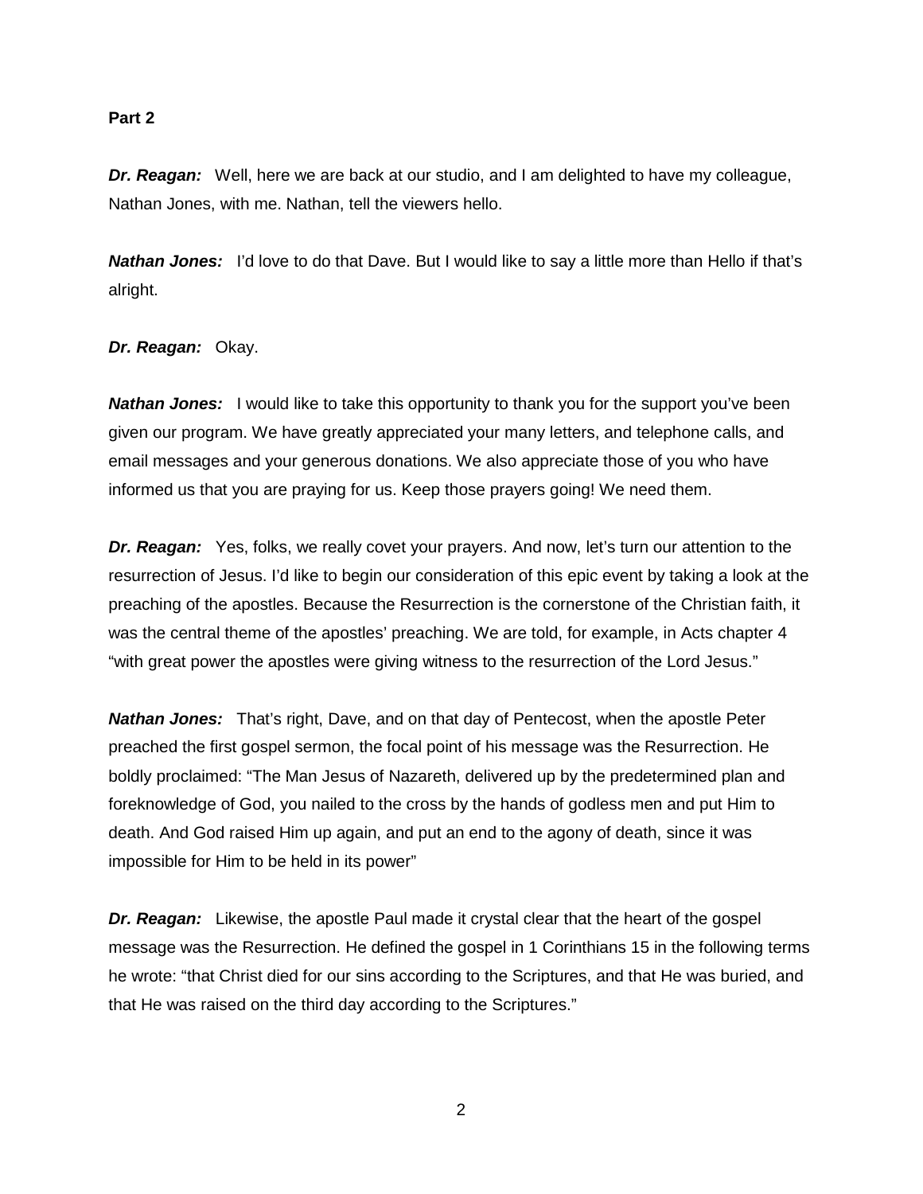**Part 2**

***Dr. Reagan:*** Well, here we are back at our studio, and I am delighted to have my colleague, Nathan Jones, with me. Nathan, tell the viewers hello.

***Nathan Jones:*** I'd love to do that Dave. But I would like to say a little more than Hello if that's alright.

***Dr. Reagan:*** Okay.

***Nathan Jones:*** I would like to take this opportunity to thank you for the support you've been given our program. We have greatly appreciated your many letters, and telephone calls, and email messages and your generous donations. We also appreciate those of you who have informed us that you are praying for us. Keep those prayers going! We need them.

***Dr. Reagan:*** Yes, folks, we really covet your prayers. And now, let's turn our attention to the resurrection of Jesus. I'd like to begin our consideration of this epic event by taking a look at the preaching of the apostles. Because the Resurrection is the cornerstone of the Christian faith, it was the central theme of the apostles' preaching. We are told, for example, in Acts chapter 4 "with great power the apostles were giving witness to the resurrection of the Lord Jesus."

***Nathan Jones:*** That's right, Dave, and on that day of Pentecost, when the apostle Peter preached the first gospel sermon, the focal point of his message was the Resurrection. He boldly proclaimed: "The Man Jesus of Nazareth, delivered up by the predetermined plan and foreknowledge of God, you nailed to the cross by the hands of godless men and put Him to death. And God raised Him up again, and put an end to the agony of death, since it was impossible for Him to be held in its power"

***Dr. Reagan:*** Likewise, the apostle Paul made it crystal clear that the heart of the gospel message was the Resurrection. He defined the gospel in 1 Corinthians 15 in the following terms he wrote: "that Christ died for our sins according to the Scriptures, and that He was buried, and that He was raised on the third day according to the Scriptures."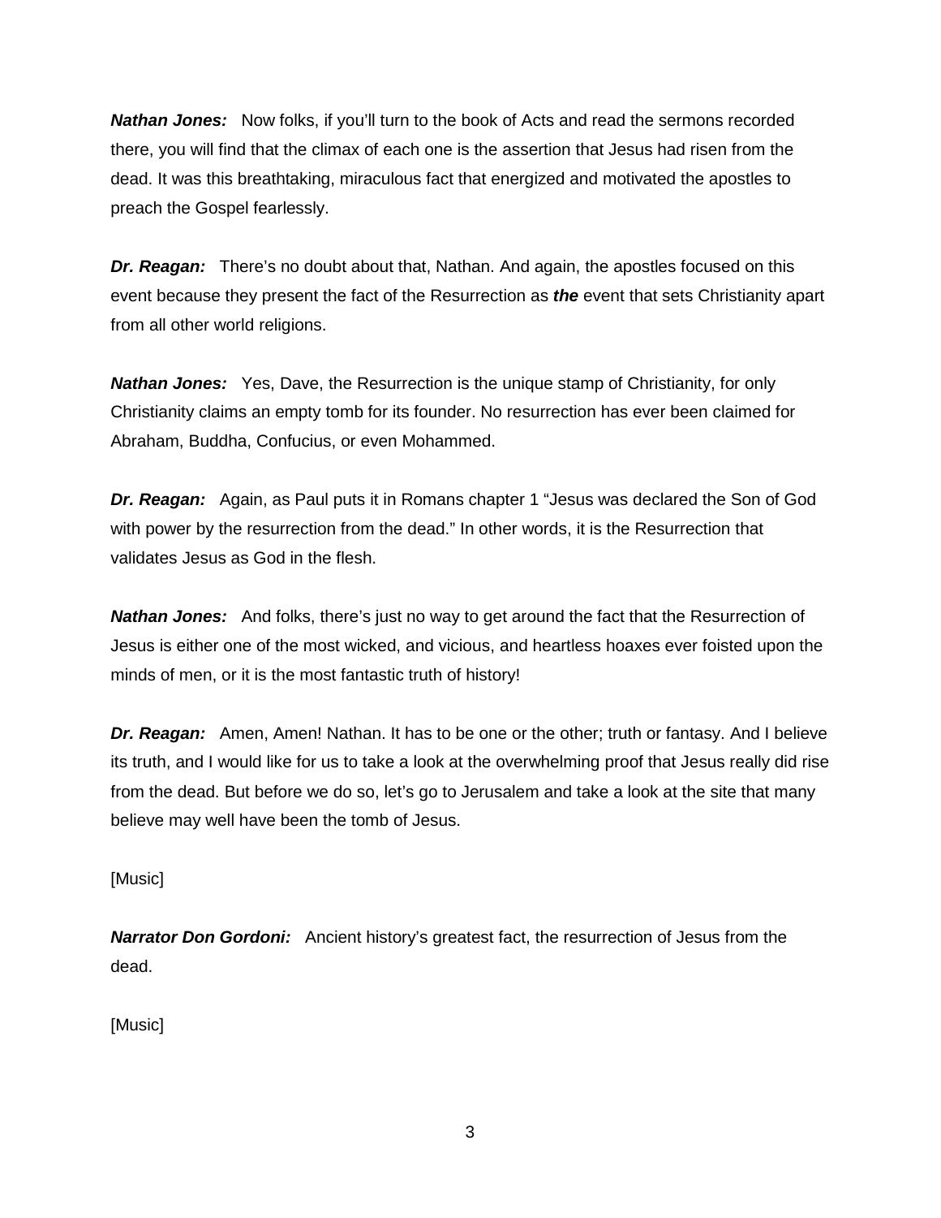***Nathan Jones:*** Now folks, if you'll turn to the book of Acts and read the sermons recorded there, you will find that the climax of each one is the assertion that Jesus had risen from the dead. It was this breathtaking, miraculous fact that energized and motivated the apostles to preach the Gospel fearlessly.

***Dr. Reagan:*** There's no doubt about that, Nathan. And again, the apostles focused on this event because they present the fact of the Resurrection as ***the*** event that sets Christianity apart from all other world religions.

***Nathan Jones:*** Yes, Dave, the Resurrection is the unique stamp of Christianity, for only Christianity claims an empty tomb for its founder. No resurrection has ever been claimed for Abraham, Buddha, Confucius, or even Mohammed.

***Dr. Reagan:*** Again, as Paul puts it in Romans chapter 1 "Jesus was declared the Son of God with power by the resurrection from the dead." In other words, it is the Resurrection that validates Jesus as God in the flesh.

***Nathan Jones:*** And folks, there's just no way to get around the fact that the Resurrection of Jesus is either one of the most wicked, and vicious, and heartless hoaxes ever foisted upon the minds of men, or it is the most fantastic truth of history!

***Dr. Reagan:*** Amen, Amen! Nathan. It has to be one or the other; truth or fantasy. And I believe its truth, and I would like for us to take a look at the overwhelming proof that Jesus really did rise from the dead. But before we do so, let's go to Jerusalem and take a look at the site that many believe may well have been the tomb of Jesus.

[Music]

***Narrator Don Gordoni:*** Ancient history's greatest fact, the resurrection of Jesus from the dead.

[Music]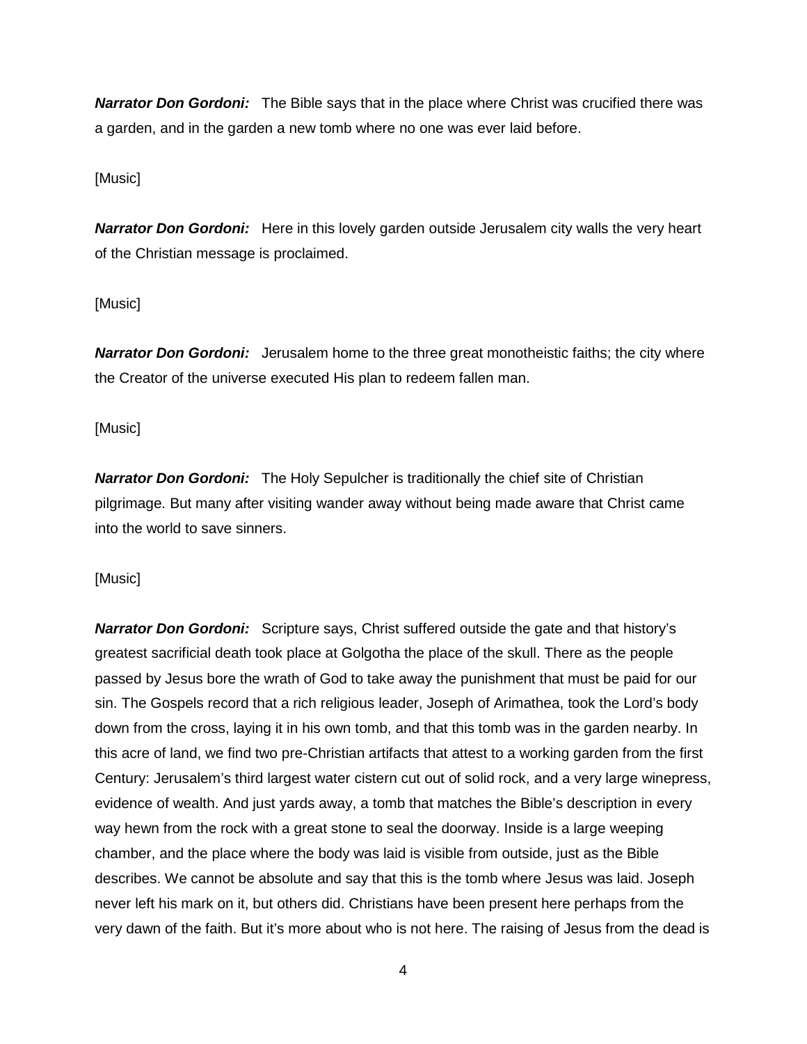***Narrator Don Gordoni:*** The Bible says that in the place where Christ was crucified there was a garden, and in the garden a new tomb where no one was ever laid before.

[Music]

***Narrator Don Gordoni:*** Here in this lovely garden outside Jerusalem city walls the very heart of the Christian message is proclaimed.

[Music]

***Narrator Don Gordoni:*** Jerusalem home to the three great monotheistic faiths; the city where the Creator of the universe executed His plan to redeem fallen man.

[Music]

***Narrator Don Gordoni:*** The Holy Sepulcher is traditionally the chief site of Christian pilgrimage. But many after visiting wander away without being made aware that Christ came into the world to save sinners.

[Music]

***Narrator Don Gordoni:*** Scripture says, Christ suffered outside the gate and that history's greatest sacrificial death took place at Golgotha the place of the skull. There as the people passed by Jesus bore the wrath of God to take away the punishment that must be paid for our sin. The Gospels record that a rich religious leader, Joseph of Arimathea, took the Lord's body down from the cross, laying it in his own tomb, and that this tomb was in the garden nearby. In this acre of land, we find two pre-Christian artifacts that attest to a working garden from the first Century: Jerusalem's third largest water cistern cut out of solid rock, and a very large winepress, evidence of wealth. And just yards away, a tomb that matches the Bible's description in every way hewn from the rock with a great stone to seal the doorway. Inside is a large weeping chamber, and the place where the body was laid is visible from outside, just as the Bible describes. We cannot be absolute and say that this is the tomb where Jesus was laid. Joseph never left his mark on it, but others did. Christians have been present here perhaps from the very dawn of the faith. But it's more about who is not here. The raising of Jesus from the dead is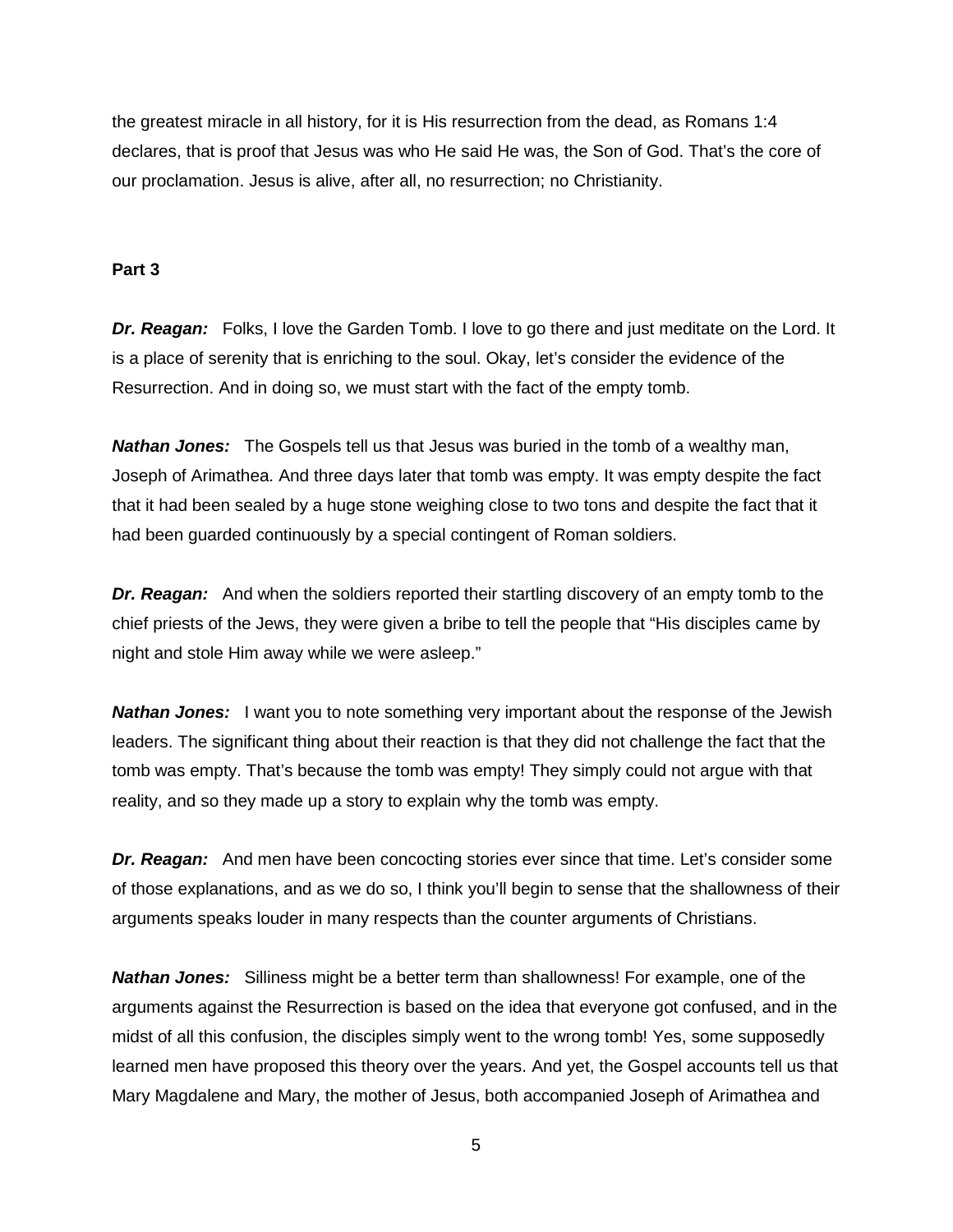the greatest miracle in all history, for it is His resurrection from the dead, as Romans 1:4 declares, that is proof that Jesus was who He said He was, the Son of God. That's the core of our proclamation. Jesus is alive, after all, no resurrection; no Christianity.

**Part 3**

***Dr. Reagan:*** Folks, I love the Garden Tomb. I love to go there and just meditate on the Lord. It is a place of serenity that is enriching to the soul. Okay, let's consider the evidence of the Resurrection. And in doing so, we must start with the fact of the empty tomb.

***Nathan Jones:*** The Gospels tell us that Jesus was buried in the tomb of a wealthy man, Joseph of Arimathea. And three days later that tomb was empty. It was empty despite the fact that it had been sealed by a huge stone weighing close to two tons and despite the fact that it had been guarded continuously by a special contingent of Roman soldiers.

***Dr. Reagan:*** And when the soldiers reported their startling discovery of an empty tomb to the chief priests of the Jews, they were given a bribe to tell the people that "His disciples came by night and stole Him away while we were asleep."

***Nathan Jones:*** I want you to note something very important about the response of the Jewish leaders. The significant thing about their reaction is that they did not challenge the fact that the tomb was empty. That's because the tomb was empty! They simply could not argue with that reality, and so they made up a story to explain why the tomb was empty.

***Dr. Reagan:*** And men have been concocting stories ever since that time. Let's consider some of those explanations, and as we do so, I think you'll begin to sense that the shallowness of their arguments speaks louder in many respects than the counter arguments of Christians.

***Nathan Jones:*** Silliness might be a better term than shallowness! For example, one of the arguments against the Resurrection is based on the idea that everyone got confused, and in the midst of all this confusion, the disciples simply went to the wrong tomb! Yes, some supposedly learned men have proposed this theory over the years. And yet, the Gospel accounts tell us that Mary Magdalene and Mary, the mother of Jesus, both accompanied Joseph of Arimathea and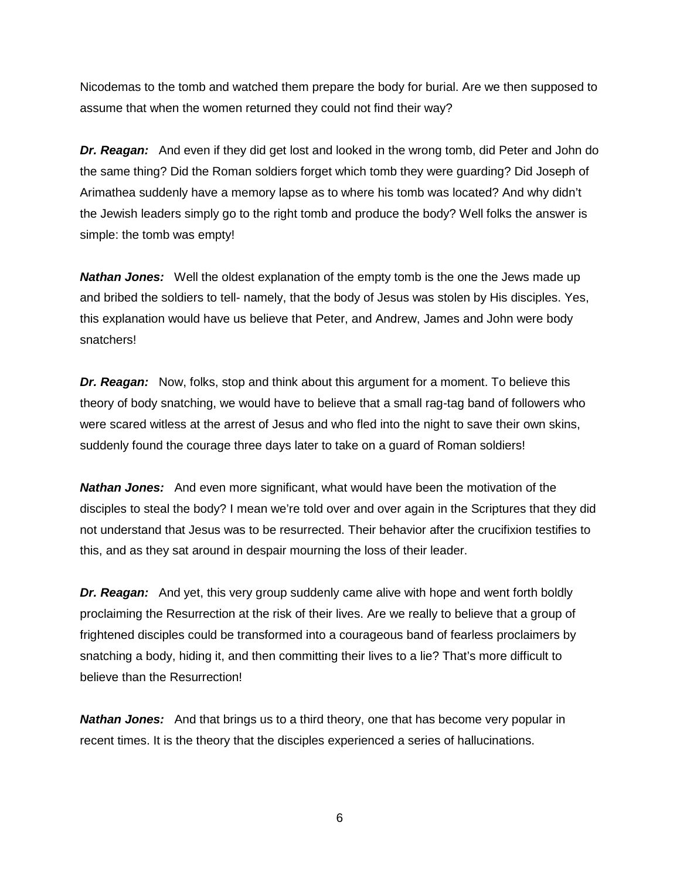Nicodemas to the tomb and watched them prepare the body for burial. Are we then supposed to assume that when the women returned they could not find their way?

***Dr. Reagan:*** And even if they did get lost and looked in the wrong tomb, did Peter and John do the same thing? Did the Roman soldiers forget which tomb they were guarding? Did Joseph of Arimathea suddenly have a memory lapse as to where his tomb was located? And why didn't the Jewish leaders simply go to the right tomb and produce the body? Well folks the answer is simple: the tomb was empty!

***Nathan Jones:*** Well the oldest explanation of the empty tomb is the one the Jews made up and bribed the soldiers to tell- namely, that the body of Jesus was stolen by His disciples. Yes, this explanation would have us believe that Peter, and Andrew, James and John were body snatchers!

***Dr. Reagan:*** Now, folks, stop and think about this argument for a moment. To believe this theory of body snatching, we would have to believe that a small rag-tag band of followers who were scared witless at the arrest of Jesus and who fled into the night to save their own skins, suddenly found the courage three days later to take on a guard of Roman soldiers!

***Nathan Jones:*** And even more significant, what would have been the motivation of the disciples to steal the body? I mean we're told over and over again in the Scriptures that they did not understand that Jesus was to be resurrected. Their behavior after the crucifixion testifies to this, and as they sat around in despair mourning the loss of their leader.

***Dr. Reagan:*** And yet, this very group suddenly came alive with hope and went forth boldly proclaiming the Resurrection at the risk of their lives. Are we really to believe that a group of frightened disciples could be transformed into a courageous band of fearless proclaimers by snatching a body, hiding it, and then committing their lives to a lie? That's more difficult to believe than the Resurrection!

***Nathan Jones:*** And that brings us to a third theory, one that has become very popular in recent times. It is the theory that the disciples experienced a series of hallucinations.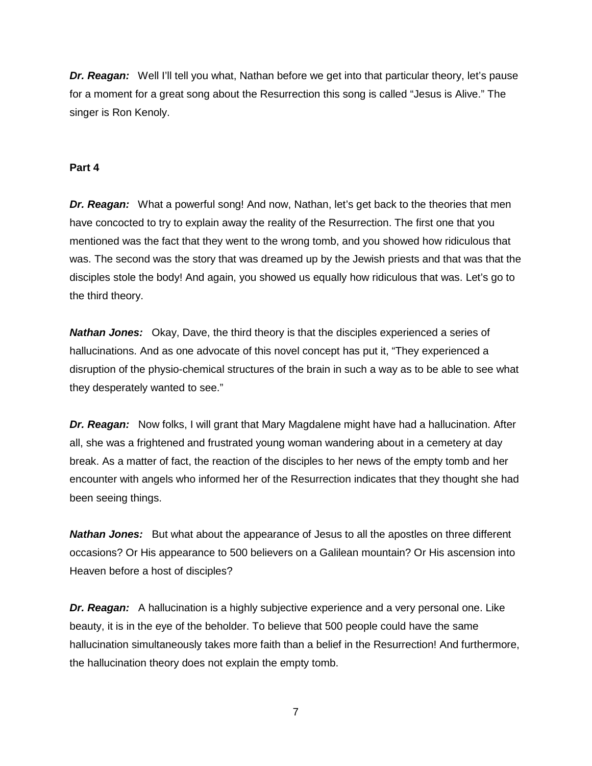***Dr. Reagan:*** Well I'll tell you what, Nathan before we get into that particular theory, let's pause for a moment for a great song about the Resurrection this song is called "Jesus is Alive." The singer is Ron Kenoly.

**Part 4**

***Dr. Reagan:*** What a powerful song! And now, Nathan, let's get back to the theories that men have concocted to try to explain away the reality of the Resurrection. The first one that you mentioned was the fact that they went to the wrong tomb, and you showed how ridiculous that was. The second was the story that was dreamed up by the Jewish priests and that was that the disciples stole the body! And again, you showed us equally how ridiculous that was. Let's go to the third theory.

***Nathan Jones:*** Okay, Dave, the third theory is that the disciples experienced a series of hallucinations. And as one advocate of this novel concept has put it, "They experienced a disruption of the physio-chemical structures of the brain in such a way as to be able to see what they desperately wanted to see."

***Dr. Reagan:*** Now folks, I will grant that Mary Magdalene might have had a hallucination. After all, she was a frightened and frustrated young woman wandering about in a cemetery at day break. As a matter of fact, the reaction of the disciples to her news of the empty tomb and her encounter with angels who informed her of the Resurrection indicates that they thought she had been seeing things.

***Nathan Jones:*** But what about the appearance of Jesus to all the apostles on three different occasions? Or His appearance to 500 believers on a Galilean mountain? Or His ascension into Heaven before a host of disciples?

***Dr. Reagan:*** A hallucination is a highly subjective experience and a very personal one. Like beauty, it is in the eye of the beholder. To believe that 500 people could have the same hallucination simultaneously takes more faith than a belief in the Resurrection! And furthermore, the hallucination theory does not explain the empty tomb.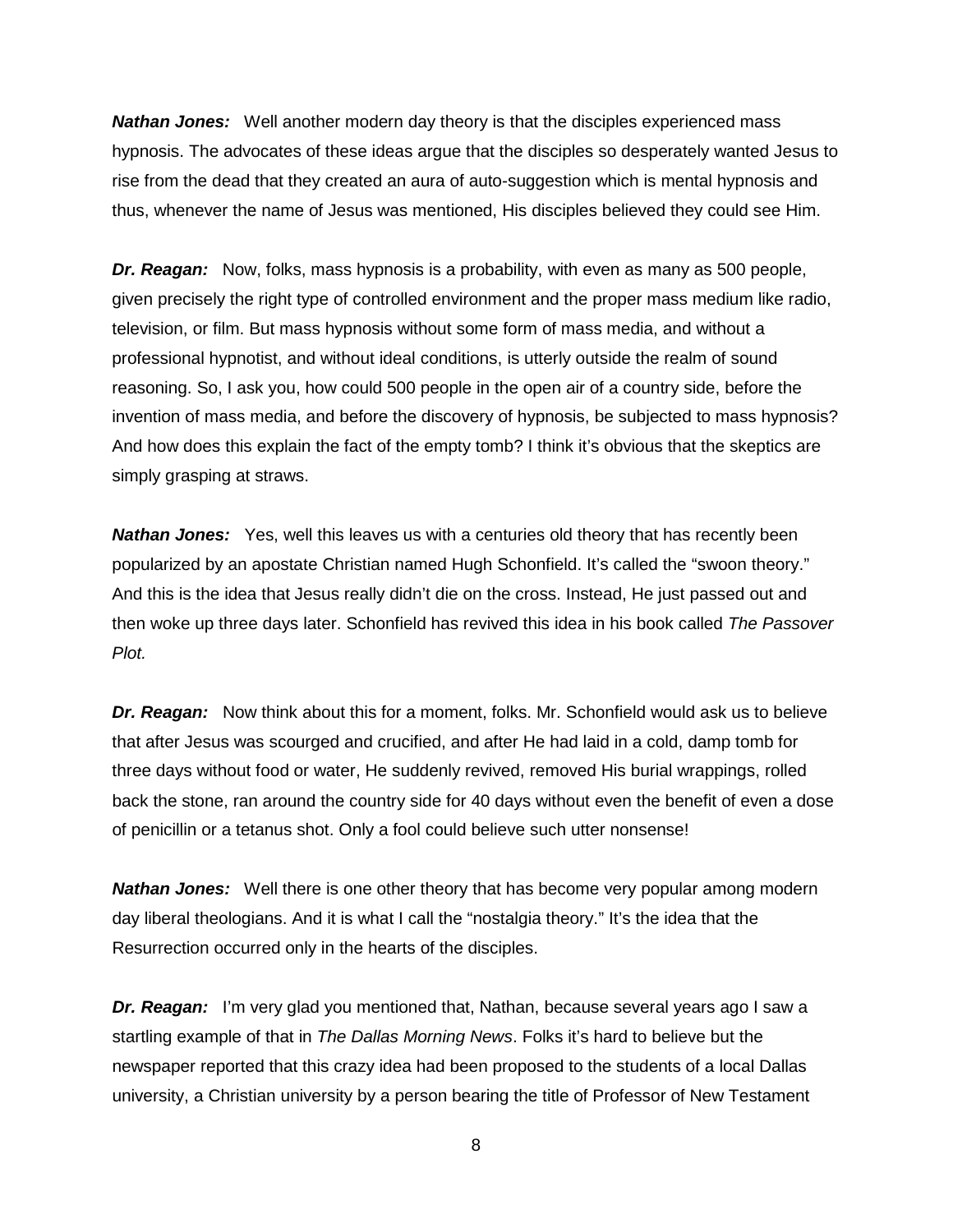***Nathan Jones:*** Well another modern day theory is that the disciples experienced mass hypnosis. The advocates of these ideas argue that the disciples so desperately wanted Jesus to rise from the dead that they created an aura of auto-suggestion which is mental hypnosis and thus, whenever the name of Jesus was mentioned, His disciples believed they could see Him.

***Dr. Reagan:*** Now, folks, mass hypnosis is a probability, with even as many as 500 people, given precisely the right type of controlled environment and the proper mass medium like radio, television, or film. But mass hypnosis without some form of mass media, and without a professional hypnotist, and without ideal conditions, is utterly outside the realm of sound reasoning. So, I ask you, how could 500 people in the open air of a country side, before the invention of mass media, and before the discovery of hypnosis, be subjected to mass hypnosis? And how does this explain the fact of the empty tomb? I think it's obvious that the skeptics are simply grasping at straws.

***Nathan Jones:*** Yes, well this leaves us with a centuries old theory that has recently been popularized by an apostate Christian named Hugh Schonfield. It's called the "swoon theory." And this is the idea that Jesus really didn't die on the cross. Instead, He just passed out and then woke up three days later. Schonfield has revived this idea in his book called *The Passover Plot.*

***Dr. Reagan:*** Now think about this for a moment, folks. Mr. Schonfield would ask us to believe that after Jesus was scourged and crucified, and after He had laid in a cold, damp tomb for three days without food or water, He suddenly revived, removed His burial wrappings, rolled back the stone, ran around the country side for 40 days without even the benefit of even a dose of penicillin or a tetanus shot. Only a fool could believe such utter nonsense!

***Nathan Jones:*** Well there is one other theory that has become very popular among modern day liberal theologians. And it is what I call the "nostalgia theory." It's the idea that the Resurrection occurred only in the hearts of the disciples.

***Dr. Reagan:*** I'm very glad you mentioned that, Nathan, because several years ago I saw a startling example of that in *The Dallas Morning News*. Folks it's hard to believe but the newspaper reported that this crazy idea had been proposed to the students of a local Dallas university, a Christian university by a person bearing the title of Professor of New Testament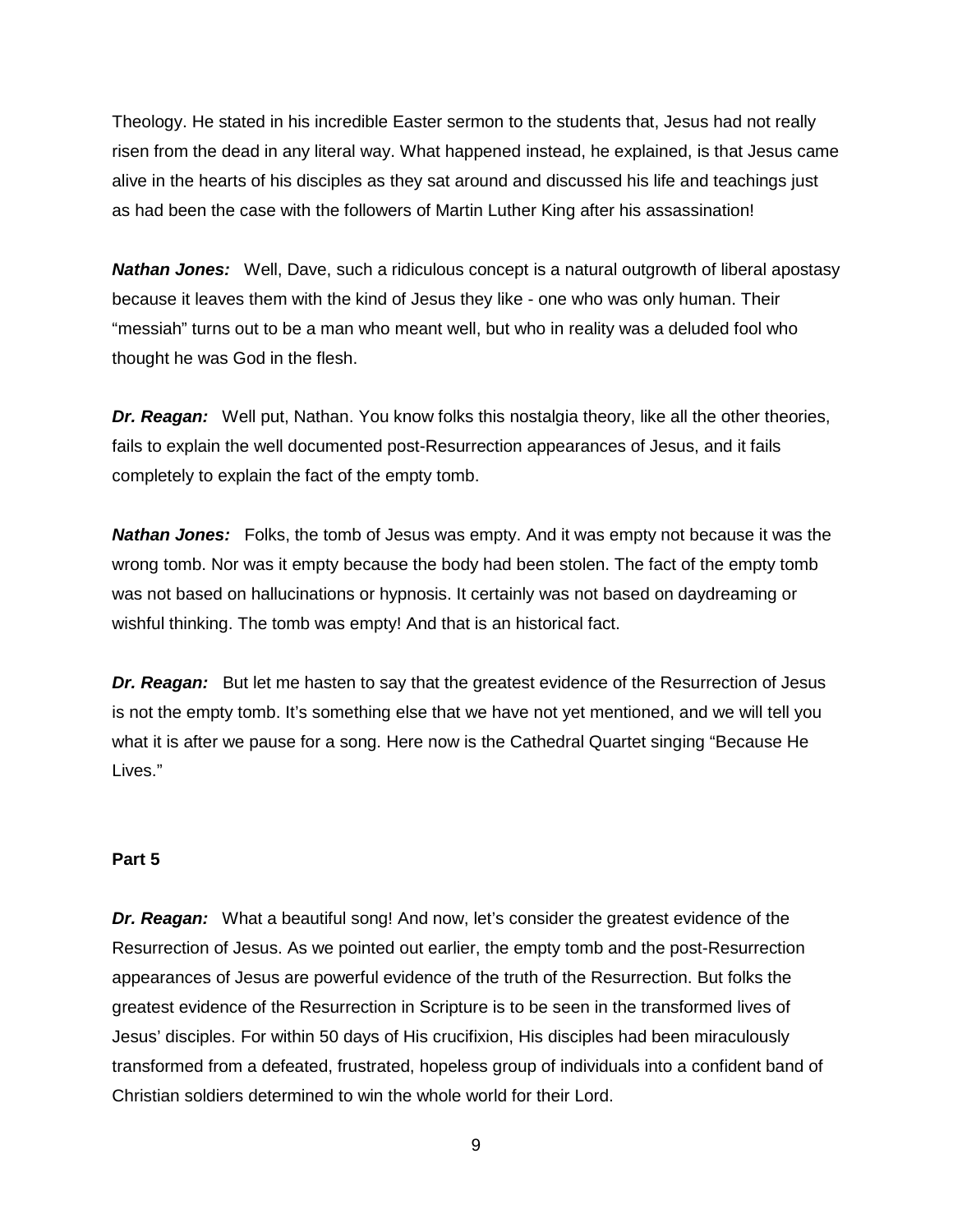Theology. He stated in his incredible Easter sermon to the students that, Jesus had not really risen from the dead in any literal way. What happened instead, he explained, is that Jesus came alive in the hearts of his disciples as they sat around and discussed his life and teachings just as had been the case with the followers of Martin Luther King after his assassination!

***Nathan Jones:*** Well, Dave, such a ridiculous concept is a natural outgrowth of liberal apostasy because it leaves them with the kind of Jesus they like - one who was only human. Their "messiah" turns out to be a man who meant well, but who in reality was a deluded fool who thought he was God in the flesh.

***Dr. Reagan:*** Well put, Nathan. You know folks this nostalgia theory, like all the other theories, fails to explain the well documented post-Resurrection appearances of Jesus, and it fails completely to explain the fact of the empty tomb.

***Nathan Jones:*** Folks, the tomb of Jesus was empty. And it was empty not because it was the wrong tomb. Nor was it empty because the body had been stolen. The fact of the empty tomb was not based on hallucinations or hypnosis. It certainly was not based on daydreaming or wishful thinking. The tomb was empty! And that is an historical fact.

***Dr. Reagan:*** But let me hasten to say that the greatest evidence of the Resurrection of Jesus is not the empty tomb. It's something else that we have not yet mentioned, and we will tell you what it is after we pause for a song. Here now is the Cathedral Quartet singing "Because He Lives."

**Part 5**

***Dr. Reagan:*** What a beautiful song! And now, let's consider the greatest evidence of the Resurrection of Jesus. As we pointed out earlier, the empty tomb and the post-Resurrection appearances of Jesus are powerful evidence of the truth of the Resurrection. But folks the greatest evidence of the Resurrection in Scripture is to be seen in the transformed lives of Jesus' disciples. For within 50 days of His crucifixion, His disciples had been miraculously transformed from a defeated, frustrated, hopeless group of individuals into a confident band of Christian soldiers determined to win the whole world for their Lord.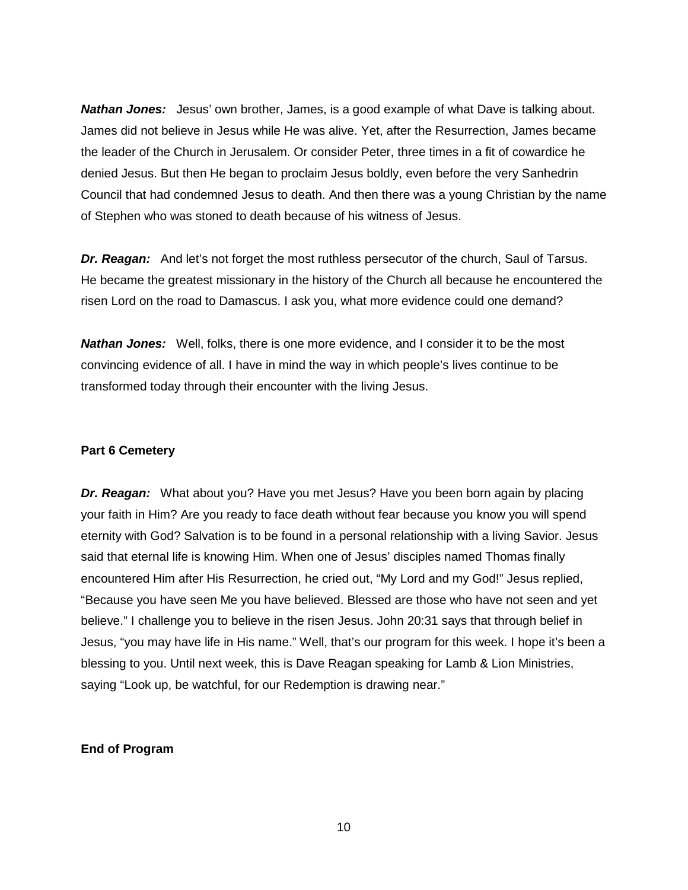***Nathan Jones:*** Jesus' own brother, James, is a good example of what Dave is talking about. James did not believe in Jesus while He was alive. Yet, after the Resurrection, James became the leader of the Church in Jerusalem. Or consider Peter, three times in a fit of cowardice he denied Jesus. But then He began to proclaim Jesus boldly, even before the very Sanhedrin Council that had condemned Jesus to death. And then there was a young Christian by the name of Stephen who was stoned to death because of his witness of Jesus.

***Dr. Reagan:*** And let's not forget the most ruthless persecutor of the church, Saul of Tarsus. He became the greatest missionary in the history of the Church all because he encountered the risen Lord on the road to Damascus. I ask you, what more evidence could one demand?

***Nathan Jones:*** Well, folks, there is one more evidence, and I consider it to be the most convincing evidence of all. I have in mind the way in which people's lives continue to be transformed today through their encounter with the living Jesus.

**Part 6 Cemetery**

***Dr. Reagan:*** What about you? Have you met Jesus? Have you been born again by placing your faith in Him? Are you ready to face death without fear because you know you will spend eternity with God? Salvation is to be found in a personal relationship with a living Savior. Jesus said that eternal life is knowing Him. When one of Jesus' disciples named Thomas finally encountered Him after His Resurrection, he cried out, "My Lord and my God!" Jesus replied, "Because you have seen Me you have believed. Blessed are those who have not seen and yet believe." I challenge you to believe in the risen Jesus. John 20:31 says that through belief in Jesus, "you may have life in His name." Well, that's our program for this week. I hope it's been a blessing to you. Until next week, this is Dave Reagan speaking for Lamb & Lion Ministries, saying "Look up, be watchful, for our Redemption is drawing near."

**End of Program**